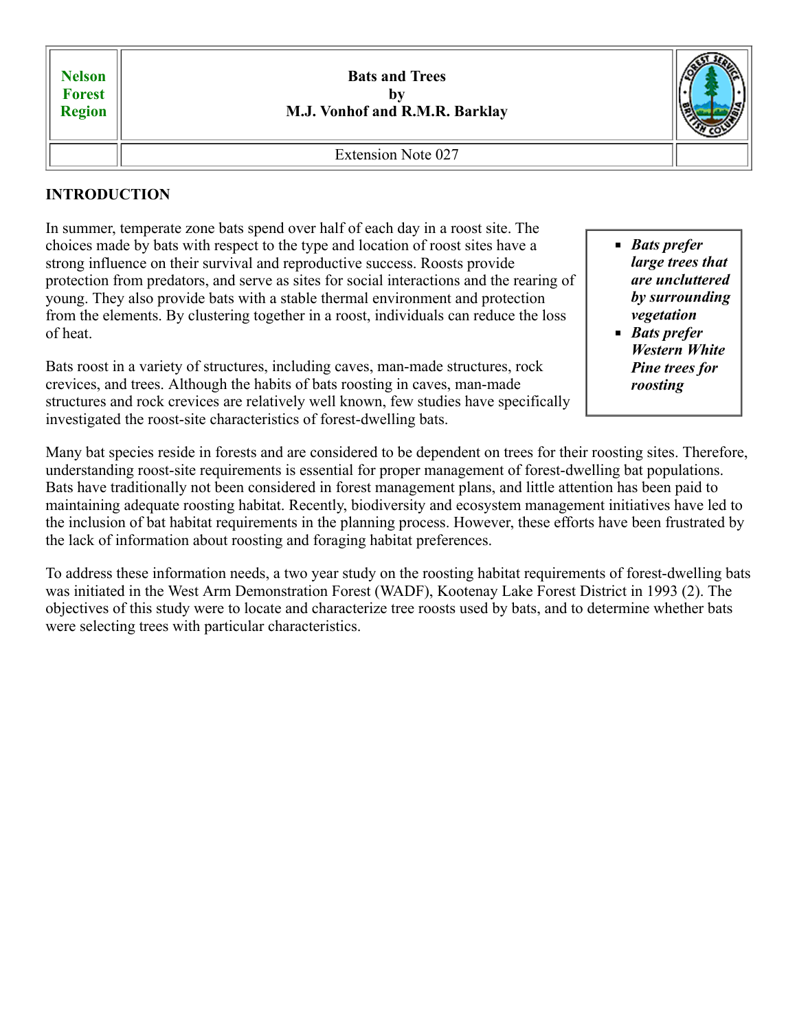**Nelson Forest Region**

# Bats and Trees
**by**
**M.J. Vonhof and R.M.R. Barklay**

Extension Note 027

## INTRODUCTION

- ***Bats prefer large trees that are uncluttered by surrounding vegetation***
- ***Bats prefer Western White Pine trees for roosting***

In summer, temperate zone bats spend over half of each day in a roost site. The choices made by bats with respect to the type and location of roost sites have a strong influence on their survival and reproductive success. Roosts provide protection from predators, and serve as sites for social interactions and the rearing of young. They also provide bats with a stable thermal environment and protection from the elements. By clustering together in a roost, individuals can reduce the loss of heat.

Bats roost in a variety of structures, including caves, man-made structures, rock crevices, and trees. Although the habits of bats roosting in caves, man-made structures and rock crevices are relatively well known, few studies have specifically investigated the roost-site characteristics of forest-dwelling bats.

Many bat species reside in forests and are considered to be dependent on trees for their roosting sites. Therefore, understanding roost-site requirements is essential for proper management of forest-dwelling bat populations. Bats have traditionally not been considered in forest management plans, and little attention has been paid to maintaining adequate roosting habitat. Recently, biodiversity and ecosystem management initiatives have led to the inclusion of bat habitat requirements in the planning process. However, these efforts have been frustrated by the lack of information about roosting and foraging habitat preferences.

To address these information needs, a two year study on the roosting habitat requirements of forest-dwelling bats was initiated in the West Arm Demonstration Forest (WADF), Kootenay Lake Forest District in 1993 (2). The objectives of this study were to locate and characterize tree roosts used by bats, and to determine whether bats were selecting trees with particular characteristics.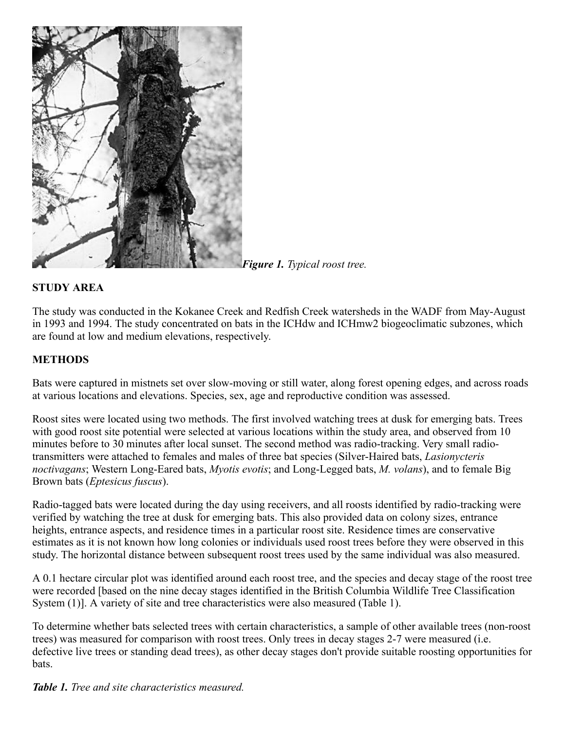*Figure 1. Typical roost tree.*

**STUDY AREA**

The study was conducted in the Kokanee Creek and Redfish Creek watersheds in the WADF from May-August in 1993 and 1994. The study concentrated on bats in the ICHdw and ICHmw2 biogeoclimatic subzones, which are found at low and medium elevations, respectively.

**METHODS**

Bats were captured in mistnets set over slow-moving or still water, along forest opening edges, and across roads at various locations and elevations. Species, sex, age and reproductive condition was assessed.

Roost sites were located using two methods. The first involved watching trees at dusk for emerging bats. Trees with good roost site potential were selected at various locations within the study area, and observed from 10 minutes before to 30 minutes after local sunset. The second method was radio-tracking. Very small radio-transmitters were attached to females and males of three bat species (Silver-Haired bats, *Lasionycteris noctivagans*; Western Long-Eared bats, *Myotis evotis*; and Long-Legged bats, *M. volans*), and to female Big Brown bats (*Eptesicus fuscus*).

Radio-tagged bats were located during the day using receivers, and all roosts identified by radio-tracking were verified by watching the tree at dusk for emerging bats. This also provided data on colony sizes, entrance heights, entrance aspects, and residence times in a particular roost site. Residence times are conservative estimates as it is not known how long colonies or individuals used roost trees before they were observed in this study. The horizontal distance between subsequent roost trees used by the same individual was also measured.

A 0.1 hectare circular plot was identified around each roost tree, and the species and decay stage of the roost tree were recorded [based on the nine decay stages identified in the British Columbia Wildlife Tree Classification System (1)]. A variety of site and tree characteristics were also measured (Table 1).

To determine whether bats selected trees with certain characteristics, a sample of other available trees (non-roost trees) was measured for comparison with roost trees. Only trees in decay stages 2-7 were measured (i.e. defective live trees or standing dead trees), as other decay stages don't provide suitable roosting opportunities for bats.

***Table 1.*** *Tree and site characteristics measured.*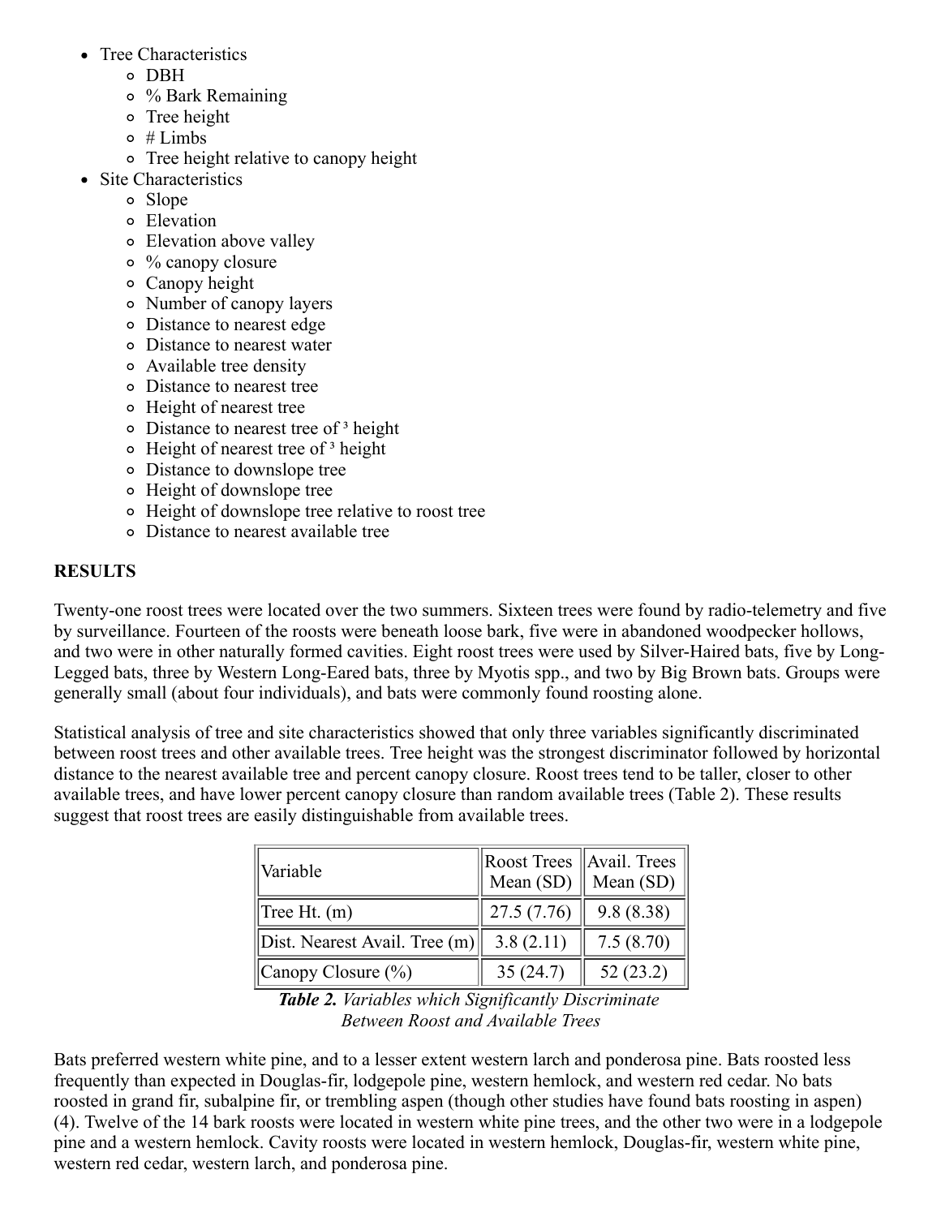- Tree Characteristics
    - DBH
    - % Bark Remaining
    - Tree height
    - # Limbs
    - Tree height relative to canopy height
- Site Characteristics
    - Slope
    - Elevation
    - Elevation above valley
    - % canopy closure
    - Canopy height
    - Number of canopy layers
    - Distance to nearest edge
    - Distance to nearest water
    - Available tree density
    - Distance to nearest tree
    - Height of nearest tree
    - Distance to nearest tree of ³ height
    - Height of nearest tree of ³ height
    - Distance to downslope tree
    - Height of downslope tree
    - Height of downslope tree relative to roost tree
    - Distance to nearest available tree

**RESULTS**

Twenty-one roost trees were located over the two summers. Sixteen trees were found by radio-telemetry and five by surveillance. Fourteen of the roosts were beneath loose bark, five were in abandoned woodpecker hollows, and two were in other naturally formed cavities. Eight roost trees were used by Silver-Haired bats, five by Long-Legged bats, three by Western Long-Eared bats, three by Myotis spp., and two by Big Brown bats. Groups were generally small (about four individuals), and bats were commonly found roosting alone.

Statistical analysis of tree and site characteristics showed that only three variables significantly discriminated between roost trees and other available trees. Tree height was the strongest discriminator followed by horizontal distance to the nearest available tree and percent canopy closure. Roost trees tend to be taller, closer to other available trees, and have lower percent canopy closure than random available trees (Table 2). These results suggest that roost trees are easily distinguishable from available trees.

| Variable | Roost Trees Mean (SD) | Avail. Trees Mean (SD) |
|---|---|---|
| Tree Ht. (m) | 27.5 (7.76) | 9.8 (8.38) |
| Dist. Nearest Avail. Tree (m) | 3.8 (2.11) | 7.5 (8.70) |
| Canopy Closure (%) | 35 (24.7) | 52 (23.2) |

***Table 2.*** *Variables which Significantly Discriminate Between Roost and Available Trees*

Bats preferred western white pine, and to a lesser extent western larch and ponderosa pine. Bats roosted less frequently than expected in Douglas-fir, lodgepole pine, western hemlock, and western red cedar. No bats roosted in grand fir, subalpine fir, or trembling aspen (though other studies have found bats roosting in aspen) (4). Twelve of the 14 bark roosts were located in western white pine trees, and the other two were in a lodgepole pine and a western hemlock. Cavity roosts were located in western hemlock, Douglas-fir, western white pine, western red cedar, western larch, and ponderosa pine.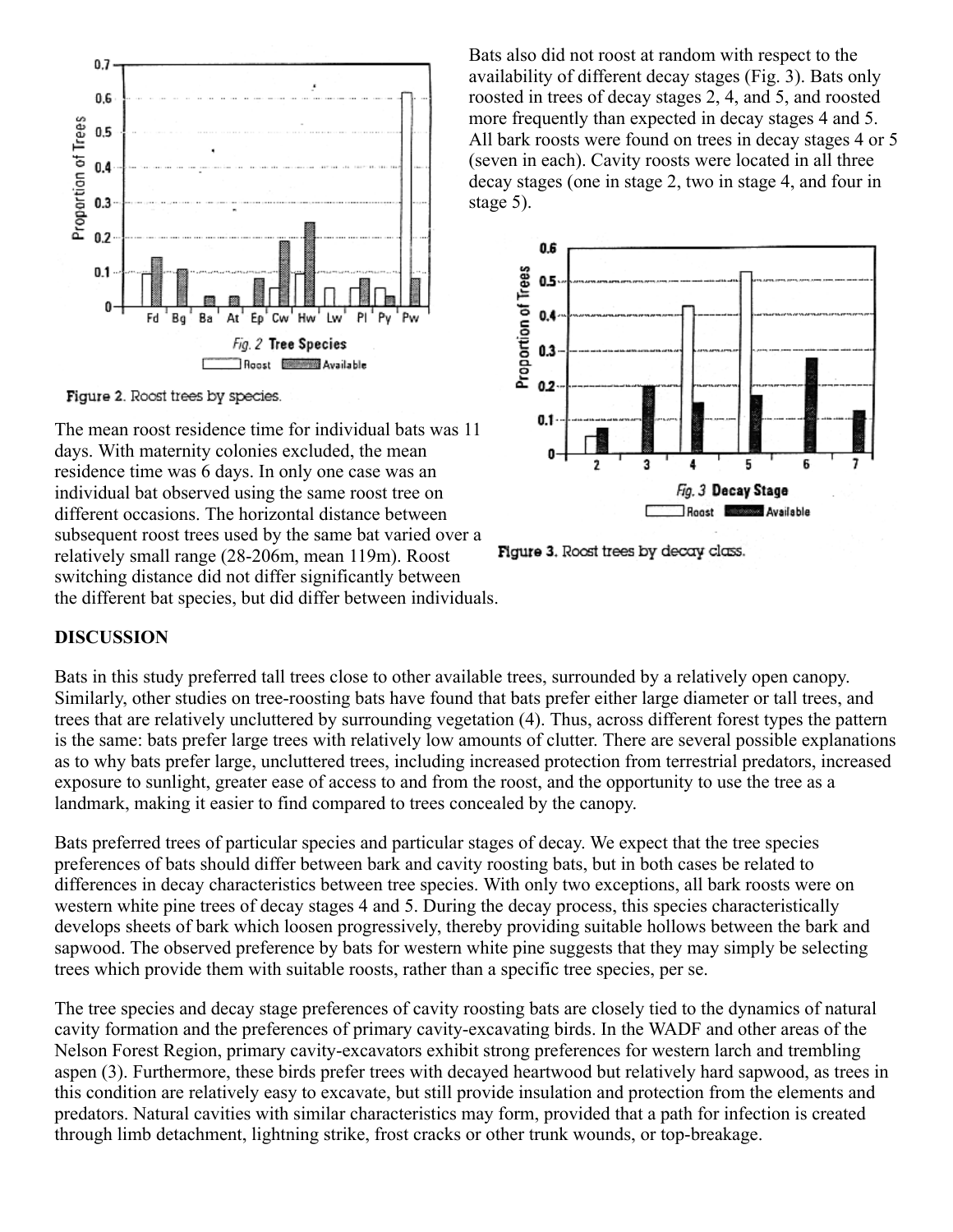Figure 2. Roost trees by species.

The mean roost residence time for individual bats was 11 days. With maternity colonies excluded, the mean residence time was 6 days. In only one case was an individual bat observed using the same roost tree on different occasions. The horizontal distance between subsequent roost trees used by the same bat varied over a relatively small range (28-206m, mean 119m). Roost switching distance did not differ significantly between the different bat species, but did differ between individuals.

Bats also did not roost at random with respect to the availability of different decay stages (Fig. 3). Bats only roosted in trees of decay stages 2, 4, and 5, and roosted more frequently than expected in decay stages 4 and 5. All bark roosts were found on trees in decay stages 4 or 5 (seven in each). Cavity roosts were located in all three decay stages (one in stage 2, two in stage 4, and four in stage 5).

Figure 3. Roost trees by decay class.

## DISCUSSION

Bats in this study preferred tall trees close to other available trees, surrounded by a relatively open canopy. Similarly, other studies on tree-roosting bats have found that bats prefer either large diameter or tall trees, and trees that are relatively uncluttered by surrounding vegetation (4). Thus, across different forest types the pattern is the same: bats prefer large trees with relatively low amounts of clutter. There are several possible explanations as to why bats prefer large, uncluttered trees, including increased protection from terrestrial predators, increased exposure to sunlight, greater ease of access to and from the roost, and the opportunity to use the tree as a landmark, making it easier to find compared to trees concealed by the canopy.

Bats preferred trees of particular species and particular stages of decay. We expect that the tree species preferences of bats should differ between bark and cavity roosting bats, but in both cases be related to differences in decay characteristics between tree species. With only two exceptions, all bark roosts were on western white pine trees of decay stages 4 and 5. During the decay process, this species characteristically develops sheets of bark which loosen progressively, thereby providing suitable hollows between the bark and sapwood. The observed preference by bats for western white pine suggests that they may simply be selecting trees which provide them with suitable roosts, rather than a specific tree species, per se.

The tree species and decay stage preferences of cavity roosting bats are closely tied to the dynamics of natural cavity formation and the preferences of primary cavity-excavating birds. In the WADF and other areas of the Nelson Forest Region, primary cavity-excavators exhibit strong preferences for western larch and trembling aspen (3). Furthermore, these birds prefer trees with decayed heartwood but relatively hard sapwood, as trees in this condition are relatively easy to excavate, but still provide insulation and protection from the elements and predators. Natural cavities with similar characteristics may form, provided that a path for infection is created through limb detachment, lightning strike, frost cracks or other trunk wounds, or top-breakage.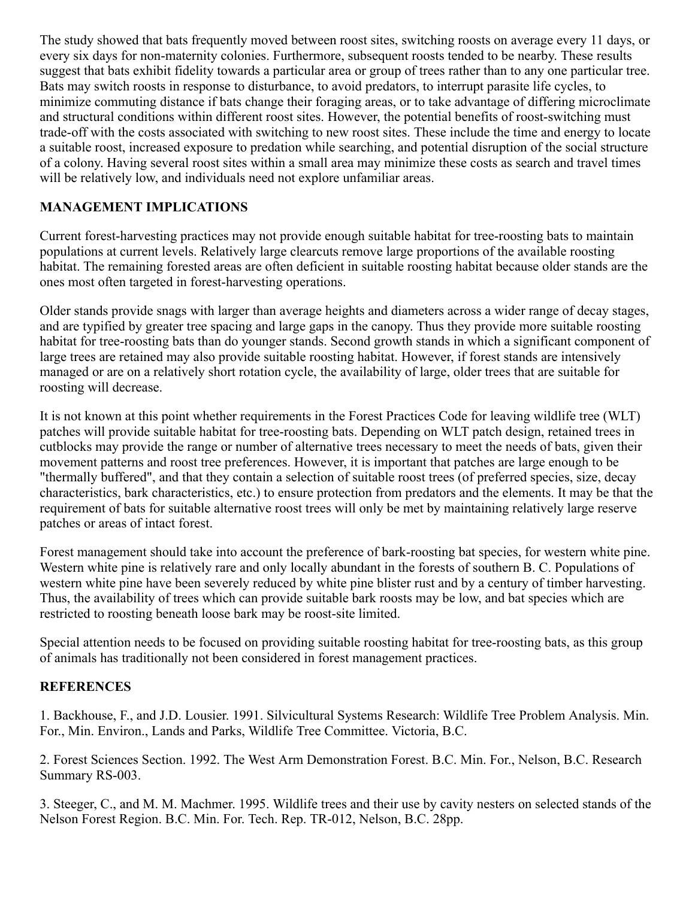The study showed that bats frequently moved between roost sites, switching roosts on average every 11 days, or every six days for non-maternity colonies. Furthermore, subsequent roosts tended to be nearby. These results suggest that bats exhibit fidelity towards a particular area or group of trees rather than to any one particular tree. Bats may switch roosts in response to disturbance, to avoid predators, to interrupt parasite life cycles, to minimize commuting distance if bats change their foraging areas, or to take advantage of differing microclimate and structural conditions within different roost sites. However, the potential benefits of roost-switching must trade-off with the costs associated with switching to new roost sites. These include the time and energy to locate a suitable roost, increased exposure to predation while searching, and potential disruption of the social structure of a colony. Having several roost sites within a small area may minimize these costs as search and travel times will be relatively low, and individuals need not explore unfamiliar areas.

## MANAGEMENT IMPLICATIONS

Current forest-harvesting practices may not provide enough suitable habitat for tree-roosting bats to maintain populations at current levels. Relatively large clearcuts remove large proportions of the available roosting habitat. The remaining forested areas are often deficient in suitable roosting habitat because older stands are the ones most often targeted in forest-harvesting operations.

Older stands provide snags with larger than average heights and diameters across a wider range of decay stages, and are typified by greater tree spacing and large gaps in the canopy. Thus they provide more suitable roosting habitat for tree-roosting bats than do younger stands. Second growth stands in which a significant component of large trees are retained may also provide suitable roosting habitat. However, if forest stands are intensively managed or are on a relatively short rotation cycle, the availability of large, older trees that are suitable for roosting will decrease.

It is not known at this point whether requirements in the Forest Practices Code for leaving wildlife tree (WLT) patches will provide suitable habitat for tree-roosting bats. Depending on WLT patch design, retained trees in cutblocks may provide the range or number of alternative trees necessary to meet the needs of bats, given their movement patterns and roost tree preferences. However, it is important that patches are large enough to be "thermally buffered", and that they contain a selection of suitable roost trees (of preferred species, size, decay characteristics, bark characteristics, etc.) to ensure protection from predators and the elements. It may be that the requirement of bats for suitable alternative roost trees will only be met by maintaining relatively large reserve patches or areas of intact forest.

Forest management should take into account the preference of bark-roosting bat species, for western white pine. Western white pine is relatively rare and only locally abundant in the forests of southern B. C. Populations of western white pine have been severely reduced by white pine blister rust and by a century of timber harvesting. Thus, the availability of trees which can provide suitable bark roosts may be low, and bat species which are restricted to roosting beneath loose bark may be roost-site limited.

Special attention needs to be focused on providing suitable roosting habitat for tree-roosting bats, as this group of animals has traditionally not been considered in forest management practices.

## REFERENCES

1. Backhouse, F., and J.D. Lousier. 1991. Silvicultural Systems Research: Wildlife Tree Problem Analysis. Min. For., Min. Environ., Lands and Parks, Wildlife Tree Committee. Victoria, B.C.

2. Forest Sciences Section. 1992. The West Arm Demonstration Forest. B.C. Min. For., Nelson, B.C. Research Summary RS-003.

3. Steeger, C., and M. M. Machmer. 1995. Wildlife trees and their use by cavity nesters on selected stands of the Nelson Forest Region. B.C. Min. For. Tech. Rep. TR-012, Nelson, B.C. 28pp.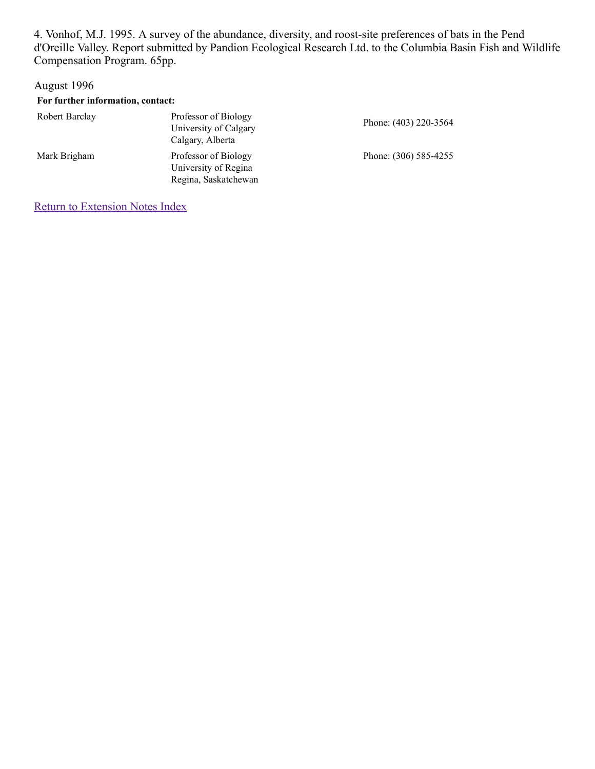4. Vonhof, M.J. 1995. A survey of the abundance, diversity, and roost-site preferences of bats in the Pend d'Oreille Valley. Report submitted by Pandion Ecological Research Ltd. to the Columbia Basin Fish and Wildlife Compensation Program. 65pp.

August 1996

**For further information, contact:**

| | | |
|---|---|---|
| Robert Barclay | Professor of Biology<br>University of Calgary<br>Calgary, Alberta | Phone: (403) 220-3564 |
| Mark Brigham | Professor of Biology<br>University of Regina<br>Regina, Saskatchewan | Phone: (306) 585-4255 |

Return to Extension Notes Index